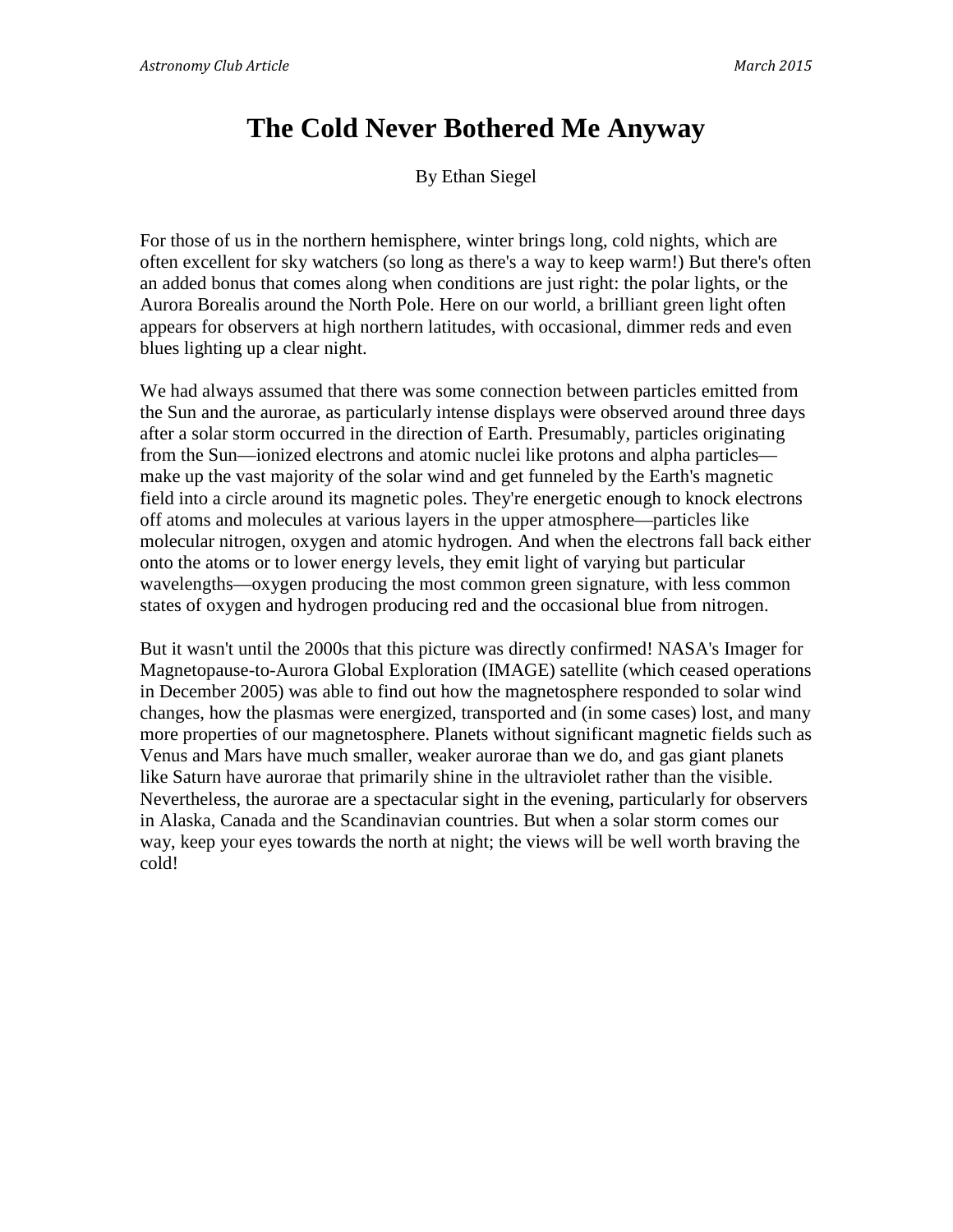# The Cold Never Bothered Me Anyway

By Ethan Siegel

For those of us in the northern hemisphere, winter brings long, cold nights, which are often excellent for sky watchers (so long as there's a way to keep warm!) But there's often an added bonus that comes along when conditions are just right: the polar lights, or the Aurora Borealis around the North Pole. Here on our world, a brilliant green light often appears for observers at high northern latitudes, with occasional, dimmer reds and even blues lighting up a clear night.

We had always assumed that there was some connection between particles emitted from the Sun and the aurorae, as particularly intense displays were observed around three days after a solar storm occurred in the direction of Earth. Presumably, particles originating from the Sun—ionized electrons and atomic nuclei like protons and alpha particles—make up the vast majority of the solar wind and get funneled by the Earth's magnetic field into a circle around its magnetic poles. They're energetic enough to knock electrons off atoms and molecules at various layers in the upper atmosphere—particles like molecular nitrogen, oxygen and atomic hydrogen. And when the electrons fall back either onto the atoms or to lower energy levels, they emit light of varying but particular wavelengths—oxygen producing the most common green signature, with less common states of oxygen and hydrogen producing red and the occasional blue from nitrogen.

But it wasn't until the 2000s that this picture was directly confirmed! NASA's Imager for Magnetopause-to-Aurora Global Exploration (IMAGE) satellite (which ceased operations in December 2005) was able to find out how the magnetosphere responded to solar wind changes, how the plasmas were energized, transported and (in some cases) lost, and many more properties of our magnetosphere. Planets without significant magnetic fields such as Venus and Mars have much smaller, weaker aurorae than we do, and gas giant planets like Saturn have aurorae that primarily shine in the ultraviolet rather than the visible. Nevertheless, the aurorae are a spectacular sight in the evening, particularly for observers in Alaska, Canada and the Scandinavian countries. But when a solar storm comes our way, keep your eyes towards the north at night; the views will be well worth braving the cold!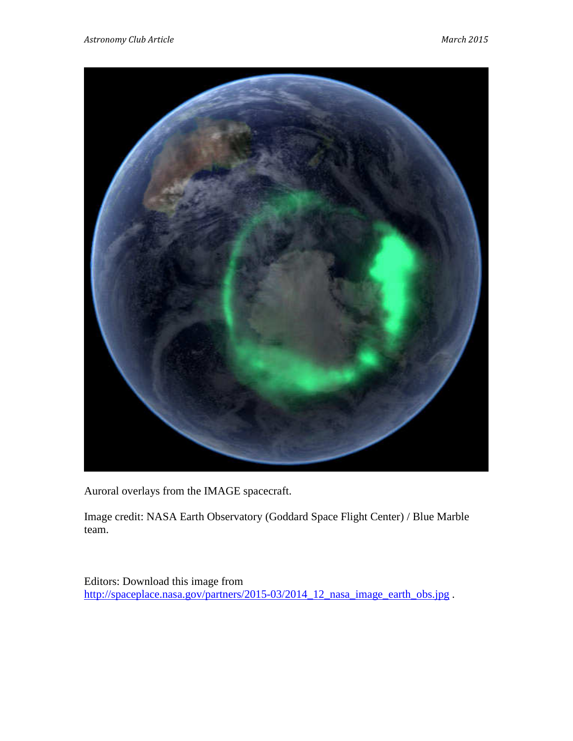Auroral overlays from the IMAGE spacecraft.

Image credit: NASA Earth Observatory (Goddard Space Flight Center) / Blue Marble team.

Editors: Download this image from http://spaceplace.nasa.gov/partners/2015-03/2014_12_nasa_image_earth_obs.jpg .